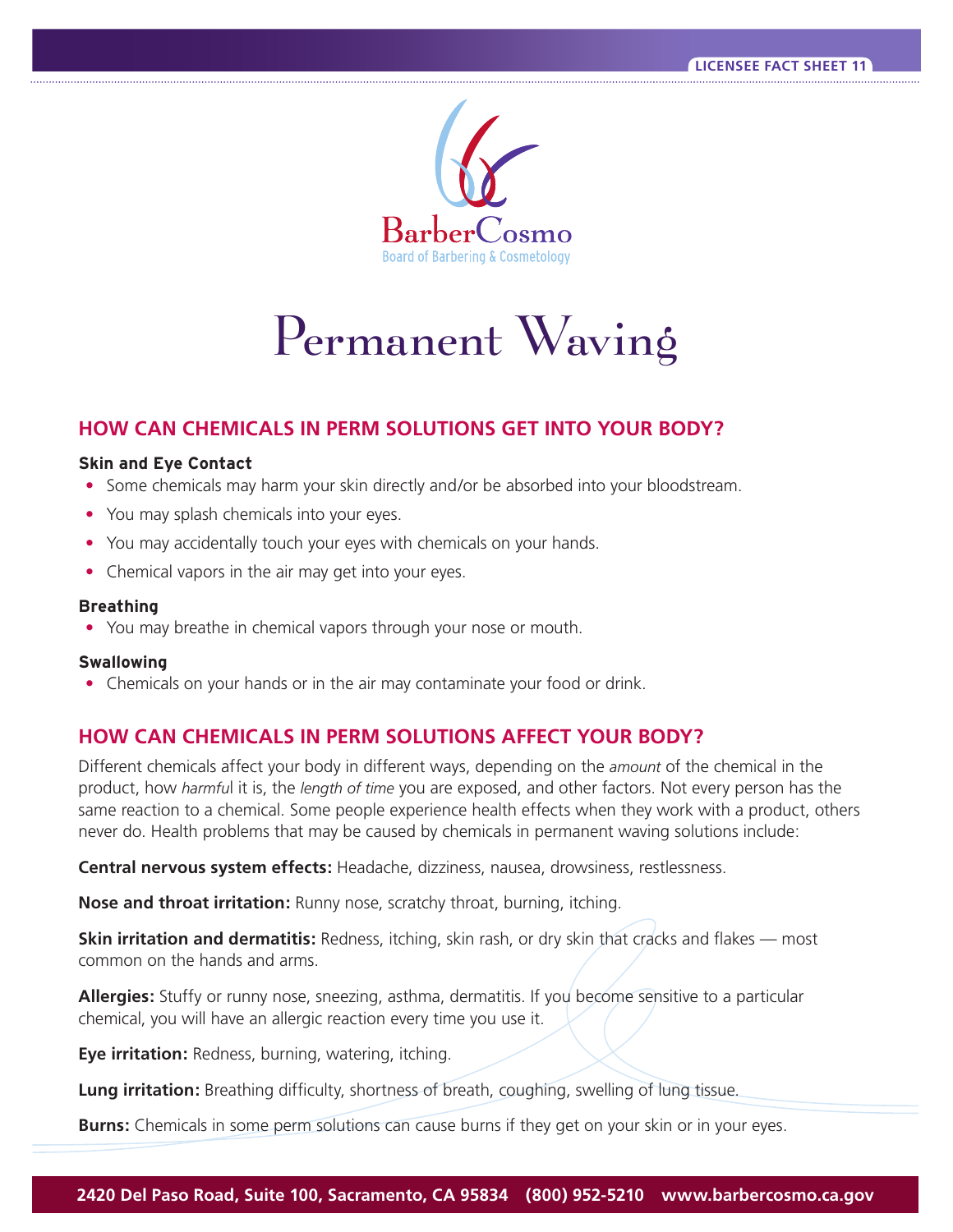LICENSEE FACT SHEET 11

BarberCosmo
Board of Barbering & Cosmetology

# Permanent Waving

## HOW CAN CHEMICALS IN PERM SOLUTIONS GET INTO YOUR BODY?

### Skin and Eye Contact

- Some chemicals may harm your skin directly and/or be absorbed into your bloodstream.
- You may splash chemicals into your eyes.
- You may accidentally touch your eyes with chemicals on your hands.
- Chemical vapors in the air may get into your eyes.

### Breathing

- You may breathe in chemical vapors through your nose or mouth.

### Swallowing

- Chemicals on your hands or in the air may contaminate your food or drink.

## HOW CAN CHEMICALS IN PERM SOLUTIONS AFFECT YOUR BODY?

Different chemicals affect your body in different ways, depending on the *amount* of the chemical in the product, how *harmful* it is, the *length of time* you are exposed, and other factors. Not every person has the same reaction to a chemical. Some people experience health effects when they work with a product, others never do. Health problems that may be caused by chemicals in permanent waving solutions include:

**Central nervous system effects:** Headache, dizziness, nausea, drowsiness, restlessness.

**Nose and throat irritation:** Runny nose, scratchy throat, burning, itching.

**Skin irritation and dermatitis:** Redness, itching, skin rash, or dry skin that cracks and flakes — most common on the hands and arms.

**Allergies:** Stuffy or runny nose, sneezing, asthma, dermatitis. If you become sensitive to a particular chemical, you will have an allergic reaction every time you use it.

**Eye irritation:** Redness, burning, watering, itching.

**Lung irritation:** Breathing difficulty, shortness of breath, coughing, swelling of lung tissue.

**Burns:** Chemicals in some perm solutions can cause burns if they get on your skin or in your eyes.

2420 Del Paso Road, Suite 100, Sacramento, CA 95834 (800) 952-5210 www.barbercosmo.ca.gov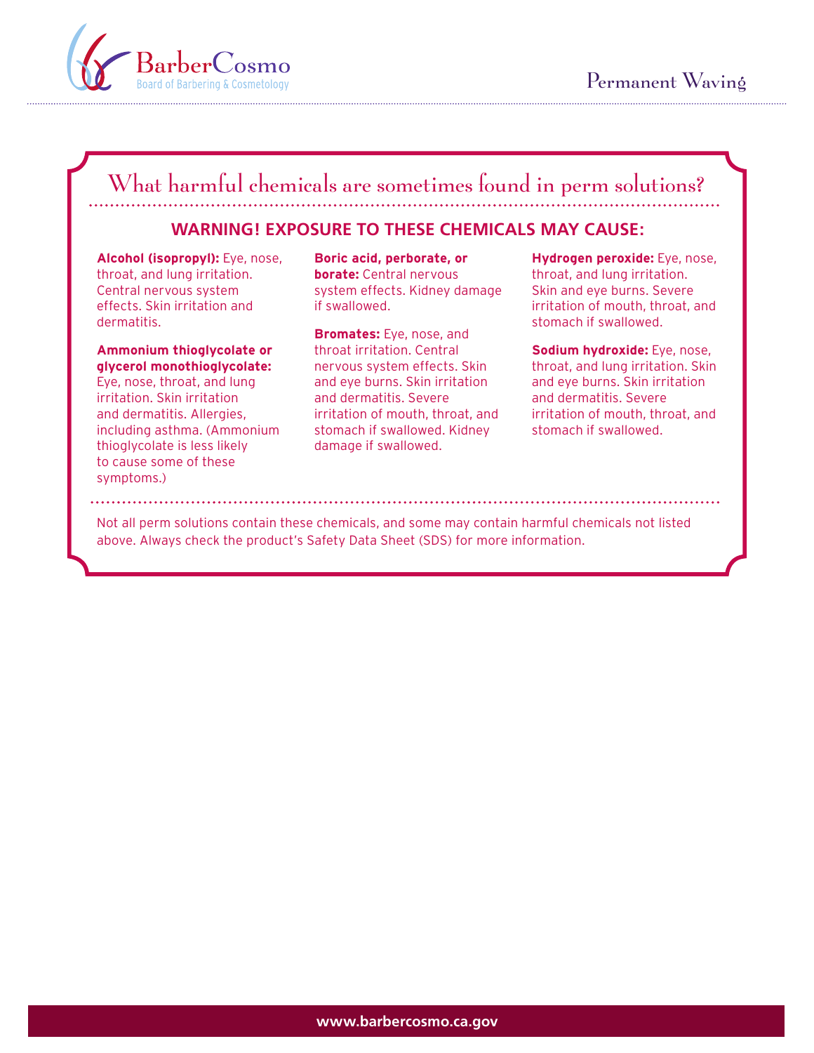## What harmful chemicals are sometimes found in perm solutions?

### WARNING! EXPOSURE TO THESE CHEMICALS MAY CAUSE:

**Alcohol (isopropyl):** Eye, nose, throat, and lung irritation. Central nervous system effects. Skin irritation and dermatitis.

**Ammonium thioglycolate or glycerol monothioglycolate:** Eye, nose, throat, and lung irritation. Skin irritation and dermatitis. Allergies, including asthma. (Ammonium thioglycolate is less likely to cause some of these symptoms.)

**Boric acid, perborate, or borate:** Central nervous system effects. Kidney damage if swallowed.

**Bromates:** Eye, nose, and throat irritation. Central nervous system effects. Skin and eye burns. Skin irritation and dermatitis. Severe irritation of mouth, throat, and stomach if swallowed. Kidney damage if swallowed.

**Hydrogen peroxide:** Eye, nose, throat, and lung irritation. Skin and eye burns. Severe irritation of mouth, throat, and stomach if swallowed.

**Sodium hydroxide:** Eye, nose, throat, and lung irritation. Skin and eye burns. Skin irritation and dermatitis. Severe irritation of mouth, throat, and stomach if swallowed.

Not all perm solutions contain these chemicals, and some may contain harmful chemicals not listed above. Always check the product's Safety Data Sheet (SDS) for more information.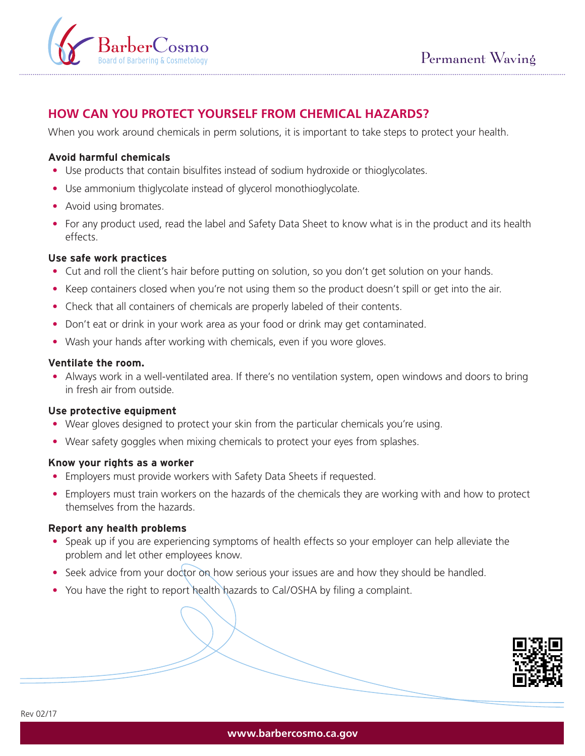## HOW CAN YOU PROTECT YOURSELF FROM CHEMICAL HAZARDS?

When you work around chemicals in perm solutions, it is important to take steps to protect your health.

**Avoid harmful chemicals**

- Use products that contain bisulfites instead of sodium hydroxide or thioglycolates.
- Use ammonium thiglycolate instead of glycerol monothioglycolate.
- Avoid using bromates.
- For any product used, read the label and Safety Data Sheet to know what is in the product and its health effects.

**Use safe work practices**

- Cut and roll the client's hair before putting on solution, so you don't get solution on your hands.
- Keep containers closed when you're not using them so the product doesn't spill or get into the air.
- Check that all containers of chemicals are properly labeled of their contents.
- Don't eat or drink in your work area as your food or drink may get contaminated.
- Wash your hands after working with chemicals, even if you wore gloves.

**Ventilate the room.**

- Always work in a well-ventilated area. If there's no ventilation system, open windows and doors to bring in fresh air from outside.

**Use protective equipment**

- Wear gloves designed to protect your skin from the particular chemicals you're using.
- Wear safety goggles when mixing chemicals to protect your eyes from splashes.

**Know your rights as a worker**

- Employers must provide workers with Safety Data Sheets if requested.
- Employers must train workers on the hazards of the chemicals they are working with and how to protect themselves from the hazards.

**Report any health problems**

- Speak up if you are experiencing symptoms of health effects so your employer can help alleviate the problem and let other employees know.
- Seek advice from your doctor on how serious your issues are and how they should be handled.
- You have the right to report health hazards to Cal/OSHA by filing a complaint.

Rev 02/17

www.barbercosmo.ca.gov